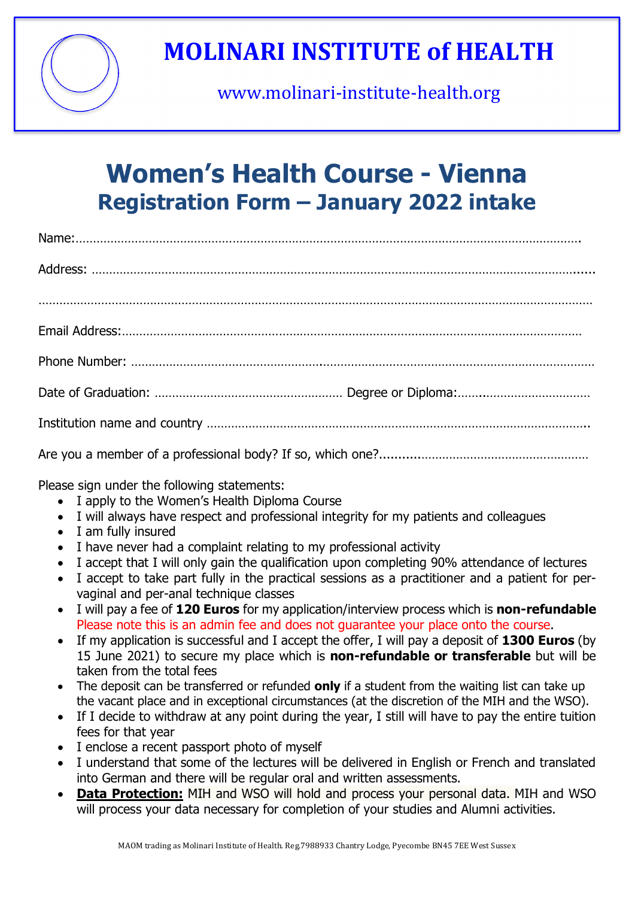# MOLINARI INSTITUTE of HEALTH

www.molinari-institute-health.org

# Women's Health Course - Vienna

## Registration Form – January 2022 intake

Name:…………………………………………………………………………………………………………………………

Address: ………………………………………………………………………………………………………………………

………………………………………………………………………………………………………………………………………

Email Address:…………………………………………………………………………………………………………

Phone Number: ………………………………………………………………………………………………………

Date of Graduation: ……………………………………………… Degree or Diploma:……………………………

Institution name and country ……………………………………………………………………………………

Are you a member of a professional body? If so, which one?……………………………………………

Please sign under the following statements:

- I apply to the Women's Health Diploma Course
- I will always have respect and professional integrity for my patients and colleagues
- I am fully insured
- I have never had a complaint relating to my professional activity
- I accept that I will only gain the qualification upon completing 90% attendance of lectures
- I accept to take part fully in the practical sessions as a practitioner and a patient for per-vaginal and per-anal technique classes
- I will pay a fee of **120 Euros** for my application/interview process which is **non-refundable** Please note this is an admin fee and does not guarantee your place onto the course.
- If my application is successful and I accept the offer, I will pay a deposit of **1300 Euros** (by 15 June 2021) to secure my place which is **non-refundable or transferable** but will be taken from the total fees
- The deposit can be transferred or refunded **only** if a student from the waiting list can take up the vacant place and in exceptional circumstances (at the discretion of the MIH and the WSO).
- If I decide to withdraw at any point during the year, I still will have to pay the entire tuition fees for that year
- I enclose a recent passport photo of myself
- I understand that some of the lectures will be delivered in English or French and translated into German and there will be regular oral and written assessments.
- **Data Protection:** MIH and WSO will hold and process your personal data. MIH and WSO will process your data necessary for completion of your studies and Alumni activities.

MAOM trading as Molinari Institute of Health. Reg.7988933 Chantry Lodge, Pyecombe BN45 7EE West Sussex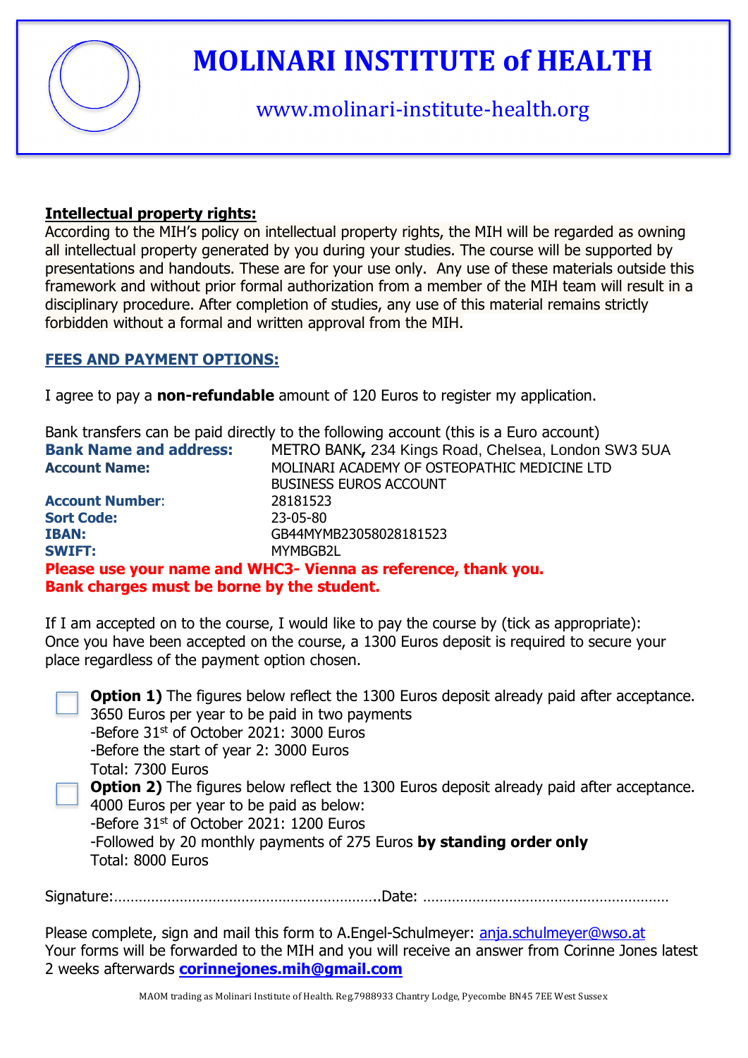# MOLINARI INSTITUTE of HEALTH

www.molinari-institute-health.org

**Intellectual property rights:**
According to the MIH's policy on intellectual property rights, the MIH will be regarded as owning all intellectual property generated by you during your studies. The course will be supported by presentations and handouts. These are for your use only. Any use of these materials outside this framework and without prior formal authorization from a member of the MIH team will result in a disciplinary procedure. After completion of studies, any use of this material remains strictly forbidden without a formal and written approval from the MIH.

## FEES AND PAYMENT OPTIONS:

I agree to pay a **non-refundable** amount of 120 Euros to register my application.

Bank transfers can be paid directly to the following account (this is a Euro account)

| | |
|---|---|
| **Bank Name and address:** | METRO BANK, 234 Kings Road, Chelsea, London SW3 5UA |
| **Account Name:** | MOLINARI ACADEMY OF OSTEOPATHIC MEDICINE LTD BUSINESS EUROS ACCOUNT |
| **Account Number:** | 28181523 |
| **Sort Code:** | 23-05-80 |
| **IBAN:** | GB44MYMB23058028181523 |
| **SWIFT:** | MYMBGB2L |

**Please use your name and WHC3- Vienna as reference, thank you.**
**Bank charges must be borne by the student.**

If I am accepted on to the course, I would like to pay the course by (tick as appropriate):
Once you have been accepted on the course, a 1300 Euros deposit is required to secure your place regardless of the payment option chosen.

- ☐ **Option 1)** The figures below reflect the 1300 Euros deposit already paid after acceptance.
  3650 Euros per year to be paid in two payments
  -Before 31st of October 2021: 3000 Euros
  -Before the start of year 2: 3000 Euros
  Total: 7300 Euros
- ☐ **Option 2)** The figures below reflect the 1300 Euros deposit already paid after acceptance.
  4000 Euros per year to be paid as below:
  -Before 31st of October 2021: 1200 Euros
  -Followed by 20 monthly payments of 275 Euros **by standing order only**
  Total: 8000 Euros

Signature:………………………………………………………Date: ……………………………………………………

Please complete, sign and mail this form to A.Engel-Schulmeyer: anja.schulmeyer@wso.at
Your forms will be forwarded to the MIH and you will receive an answer from Corinne Jones latest 2 weeks afterwards **corinnejones.mih@gmail.com**

MAOM trading as Molinari Institute of Health. Reg.7988933 Chantry Lodge, Pyecombe BN45 7EE West Sussex